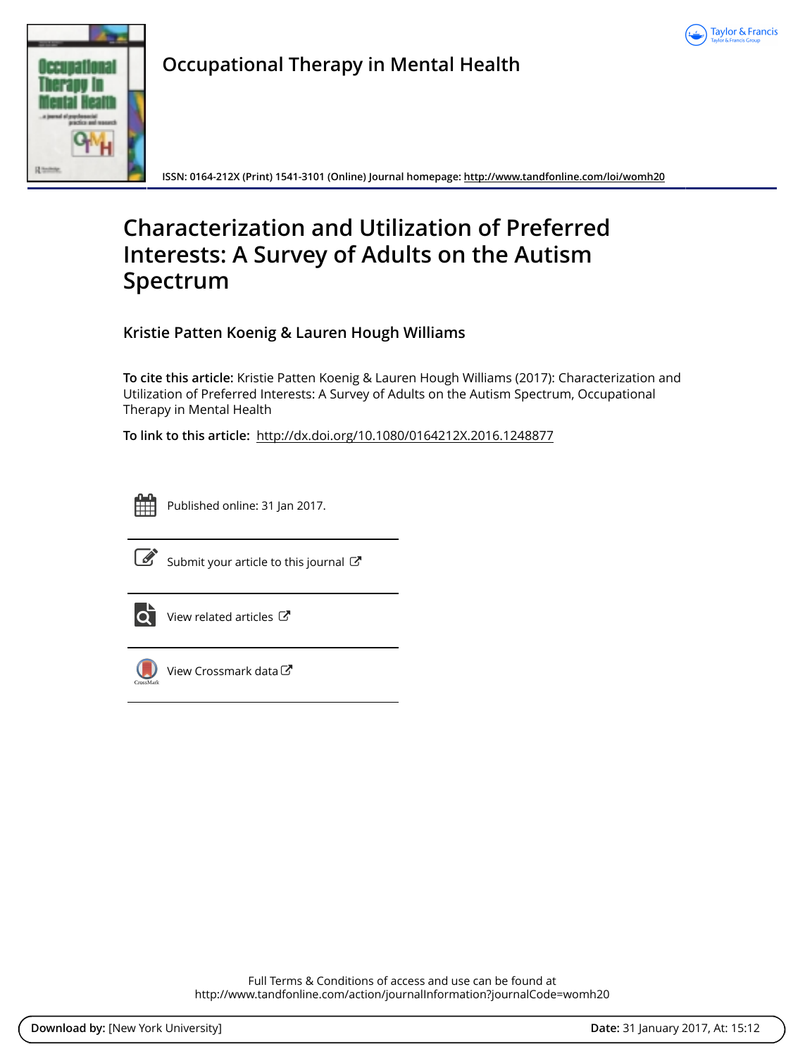Occupational Therapy in Mental Health

ISSN: 0164-212X (Print) 1541-3101 (Online) Journal homepage: http://www.tandfonline.com/loi/womh20

# Characterization and Utilization of Preferred Interests: A Survey of Adults on the Autism Spectrum

**Kristie Patten Koenig & Lauren Hough Williams**

**To cite this article:** Kristie Patten Koenig & Lauren Hough Williams (2017): Characterization and Utilization of Preferred Interests: A Survey of Adults on the Autism Spectrum, Occupational Therapy in Mental Health

**To link to this article:** http://dx.doi.org/10.1080/0164212X.2016.1248877

Published online: 31 Jan 2017.

Submit your article to this journal

View related articles

View Crossmark data

Full Terms & Conditions of access and use can be found at
http://www.tandfonline.com/action/journalInformation?journalCode=womh20

**Download by:** [New York University] **Date:** 31 January 2017, At: 15:12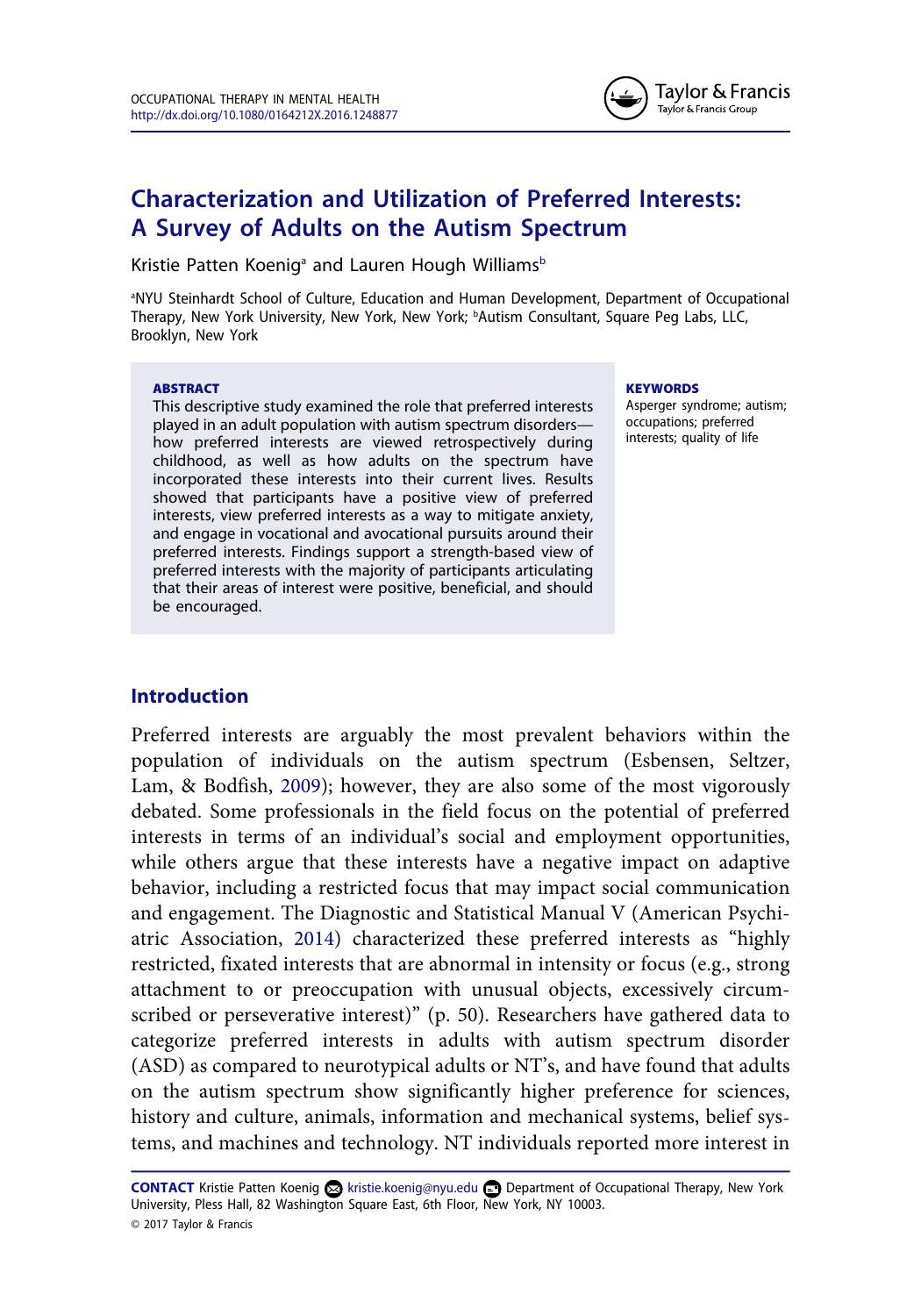# Characterization and Utilization of Preferred Interests: A Survey of Adults on the Autism Spectrum

Kristie Patten Koenig[a] and Lauren Hough Williams[b]

[a]NYU Steinhardt School of Culture, Education and Human Development, Department of Occupational Therapy, New York University, New York, New York; [b]Autism Consultant, Square Peg Labs, LLC, Brooklyn, New York

**ABSTRACT**

This descriptive study examined the role that preferred interests played in an adult population with autism spectrum disorders—how preferred interests are viewed retrospectively during childhood, as well as how adults on the spectrum have incorporated these interests into their current lives. Results showed that participants have a positive view of preferred interests, view preferred interests as a way to mitigate anxiety, and engage in vocational and avocational pursuits around their preferred interests. Findings support a strength-based view of preferred interests with the majority of participants articulating that their areas of interest were positive, beneficial, and should be encouraged.

**KEYWORDS**

Asperger syndrome; autism; occupations; preferred interests; quality of life

## Introduction

Preferred interests are arguably the most prevalent behaviors within the population of individuals on the autism spectrum (Esbensen, Seltzer, Lam, & Bodfish, 2009); however, they are also some of the most vigorously debated. Some professionals in the field focus on the potential of preferred interests in terms of an individual's social and employment opportunities, while others argue that these interests have a negative impact on adaptive behavior, including a restricted focus that may impact social communication and engagement. The Diagnostic and Statistical Manual V (American Psychiatric Association, 2014) characterized these preferred interests as "highly restricted, fixated interests that are abnormal in intensity or focus (e.g., strong attachment to or preoccupation with unusual objects, excessively circumscribed or perseverative interest)" (p. 50). Researchers have gathered data to categorize preferred interests in adults with autism spectrum disorder (ASD) as compared to neurotypical adults or NT's, and have found that adults on the autism spectrum show significantly higher preference for sciences, history and culture, animals, information and mechanical systems, belief systems, and machines and technology. NT individuals reported more interest in

**CONTACT** Kristie Patten Koenig kristie.koenig@nyu.edu Department of Occupational Therapy, New York University, Pless Hall, 82 Washington Square East, 6th Floor, New York, NY 10003.

© 2017 Taylor & Francis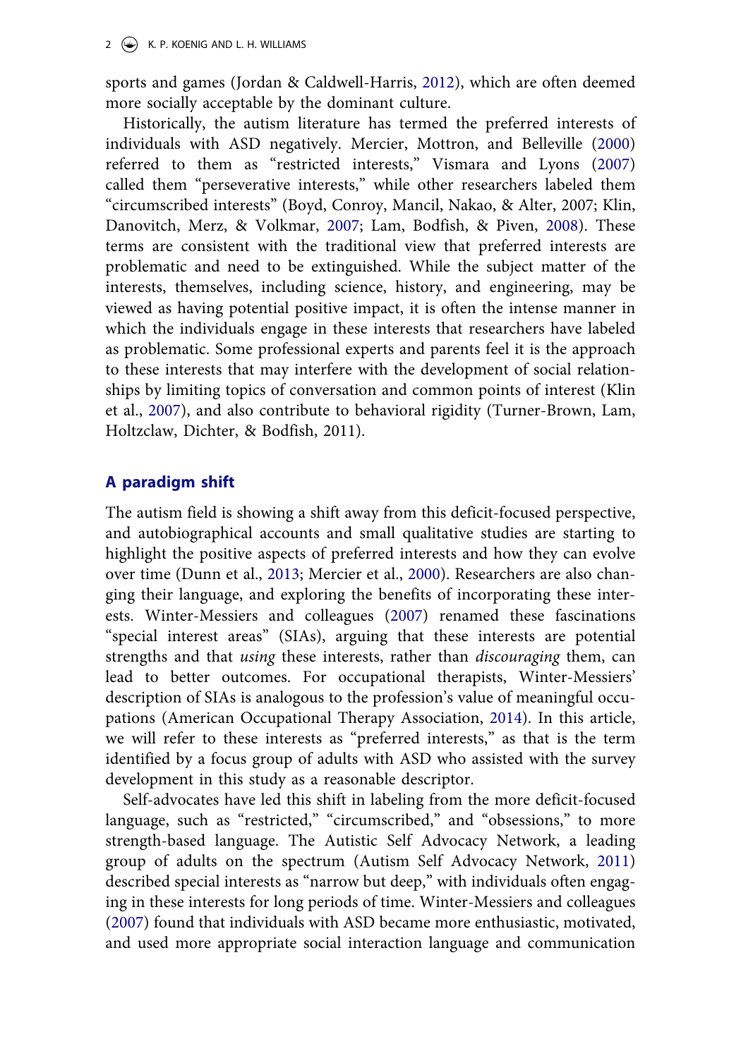sports and games (Jordan & Caldwell-Harris, 2012), which are often deemed more socially acceptable by the dominant culture.

Historically, the autism literature has termed the preferred interests of individuals with ASD negatively. Mercier, Mottron, and Belleville (2000) referred to them as "restricted interests," Vismara and Lyons (2007) called them "perseverative interests," while other researchers labeled them "circumscribed interests" (Boyd, Conroy, Mancil, Nakao, & Alter, 2007; Klin, Danovitch, Merz, & Volkmar, 2007; Lam, Bodfish, & Piven, 2008). These terms are consistent with the traditional view that preferred interests are problematic and need to be extinguished. While the subject matter of the interests, themselves, including science, history, and engineering, may be viewed as having potential positive impact, it is often the intense manner in which the individuals engage in these interests that researchers have labeled as problematic. Some professional experts and parents feel it is the approach to these interests that may interfere with the development of social relationships by limiting topics of conversation and common points of interest (Klin et al., 2007), and also contribute to behavioral rigidity (Turner-Brown, Lam, Holtzclaw, Dichter, & Bodfish, 2011).

## A paradigm shift

The autism field is showing a shift away from this deficit-focused perspective, and autobiographical accounts and small qualitative studies are starting to highlight the positive aspects of preferred interests and how they can evolve over time (Dunn et al., 2013; Mercier et al., 2000). Researchers are also changing their language, and exploring the benefits of incorporating these interests. Winter-Messiers and colleagues (2007) renamed these fascinations "special interest areas" (SIAs), arguing that these interests are potential strengths and that *using* these interests, rather than *discouraging* them, can lead to better outcomes. For occupational therapists, Winter-Messiers' description of SIAs is analogous to the profession's value of meaningful occupations (American Occupational Therapy Association, 2014). In this article, we will refer to these interests as "preferred interests," as that is the term identified by a focus group of adults with ASD who assisted with the survey development in this study as a reasonable descriptor.

Self-advocates have led this shift in labeling from the more deficit-focused language, such as "restricted," "circumscribed," and "obsessions," to more strength-based language. The Autistic Self Advocacy Network, a leading group of adults on the spectrum (Autism Self Advocacy Network, 2011) described special interests as "narrow but deep," with individuals often engaging in these interests for long periods of time. Winter-Messiers and colleagues (2007) found that individuals with ASD became more enthusiastic, motivated, and used more appropriate social interaction language and communication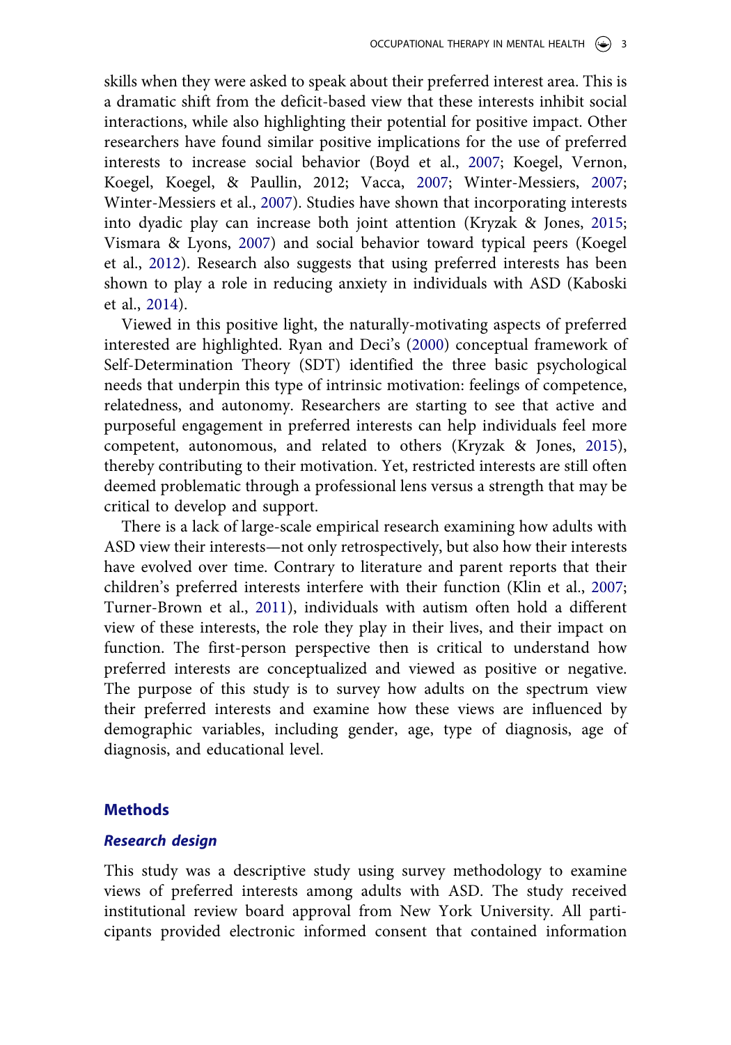skills when they were asked to speak about their preferred interest area. This is a dramatic shift from the deficit-based view that these interests inhibit social interactions, while also highlighting their potential for positive impact. Other researchers have found similar positive implications for the use of preferred interests to increase social behavior (Boyd et al., 2007; Koegel, Vernon, Koegel, Koegel, & Paullin, 2012; Vacca, 2007; Winter-Messiers, 2007; Winter-Messiers et al., 2007). Studies have shown that incorporating interests into dyadic play can increase both joint attention (Kryzak & Jones, 2015; Vismara & Lyons, 2007) and social behavior toward typical peers (Koegel et al., 2012). Research also suggests that using preferred interests has been shown to play a role in reducing anxiety in individuals with ASD (Kaboski et al., 2014).

Viewed in this positive light, the naturally-motivating aspects of preferred interested are highlighted. Ryan and Deci's (2000) conceptual framework of Self-Determination Theory (SDT) identified the three basic psychological needs that underpin this type of intrinsic motivation: feelings of competence, relatedness, and autonomy. Researchers are starting to see that active and purposeful engagement in preferred interests can help individuals feel more competent, autonomous, and related to others (Kryzak & Jones, 2015), thereby contributing to their motivation. Yet, restricted interests are still often deemed problematic through a professional lens versus a strength that may be critical to develop and support.

There is a lack of large-scale empirical research examining how adults with ASD view their interests—not only retrospectively, but also how their interests have evolved over time. Contrary to literature and parent reports that their children's preferred interests interfere with their function (Klin et al., 2007; Turner-Brown et al., 2011), individuals with autism often hold a different view of these interests, the role they play in their lives, and their impact on function. The first-person perspective then is critical to understand how preferred interests are conceptualized and viewed as positive or negative. The purpose of this study is to survey how adults on the spectrum view their preferred interests and examine how these views are influenced by demographic variables, including gender, age, type of diagnosis, age of diagnosis, and educational level.

## Methods

### *Research design*

This study was a descriptive study using survey methodology to examine views of preferred interests among adults with ASD. The study received institutional review board approval from New York University. All participants provided electronic informed consent that contained information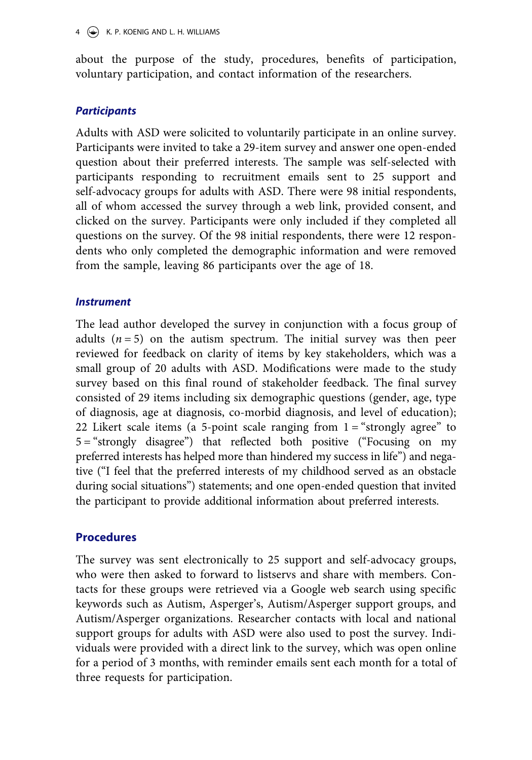about the purpose of the study, procedures, benefits of participation, voluntary participation, and contact information of the researchers.

### *Participants*

Adults with ASD were solicited to voluntarily participate in an online survey. Participants were invited to take a 29-item survey and answer one open-ended question about their preferred interests. The sample was self-selected with participants responding to recruitment emails sent to 25 support and self-advocacy groups for adults with ASD. There were 98 initial respondents, all of whom accessed the survey through a web link, provided consent, and clicked on the survey. Participants were only included if they completed all questions on the survey. Of the 98 initial respondents, there were 12 respondents who only completed the demographic information and were removed from the sample, leaving 86 participants over the age of 18.

### *Instrument*

The lead author developed the survey in conjunction with a focus group of adults ($n = 5$) on the autism spectrum. The initial survey was then peer reviewed for feedback on clarity of items by key stakeholders, which was a small group of 20 adults with ASD. Modifications were made to the study survey based on this final round of stakeholder feedback. The final survey consisted of 29 items including six demographic questions (gender, age, type of diagnosis, age at diagnosis, co-morbid diagnosis, and level of education); 22 Likert scale items (a 5-point scale ranging from 1 = "strongly agree" to 5 = "strongly disagree") that reflected both positive ("Focusing on my preferred interests has helped more than hindered my success in life") and negative ("I feel that the preferred interests of my childhood served as an obstacle during social situations") statements; and one open-ended question that invited the participant to provide additional information about preferred interests.

## Procedures

The survey was sent electronically to 25 support and self-advocacy groups, who were then asked to forward to listservs and share with members. Contacts for these groups were retrieved via a Google web search using specific keywords such as Autism, Asperger's, Autism/Asperger support groups, and Autism/Asperger organizations. Researcher contacts with local and national support groups for adults with ASD were also used to post the survey. Individuals were provided with a direct link to the survey, which was open online for a period of 3 months, with reminder emails sent each month for a total of three requests for participation.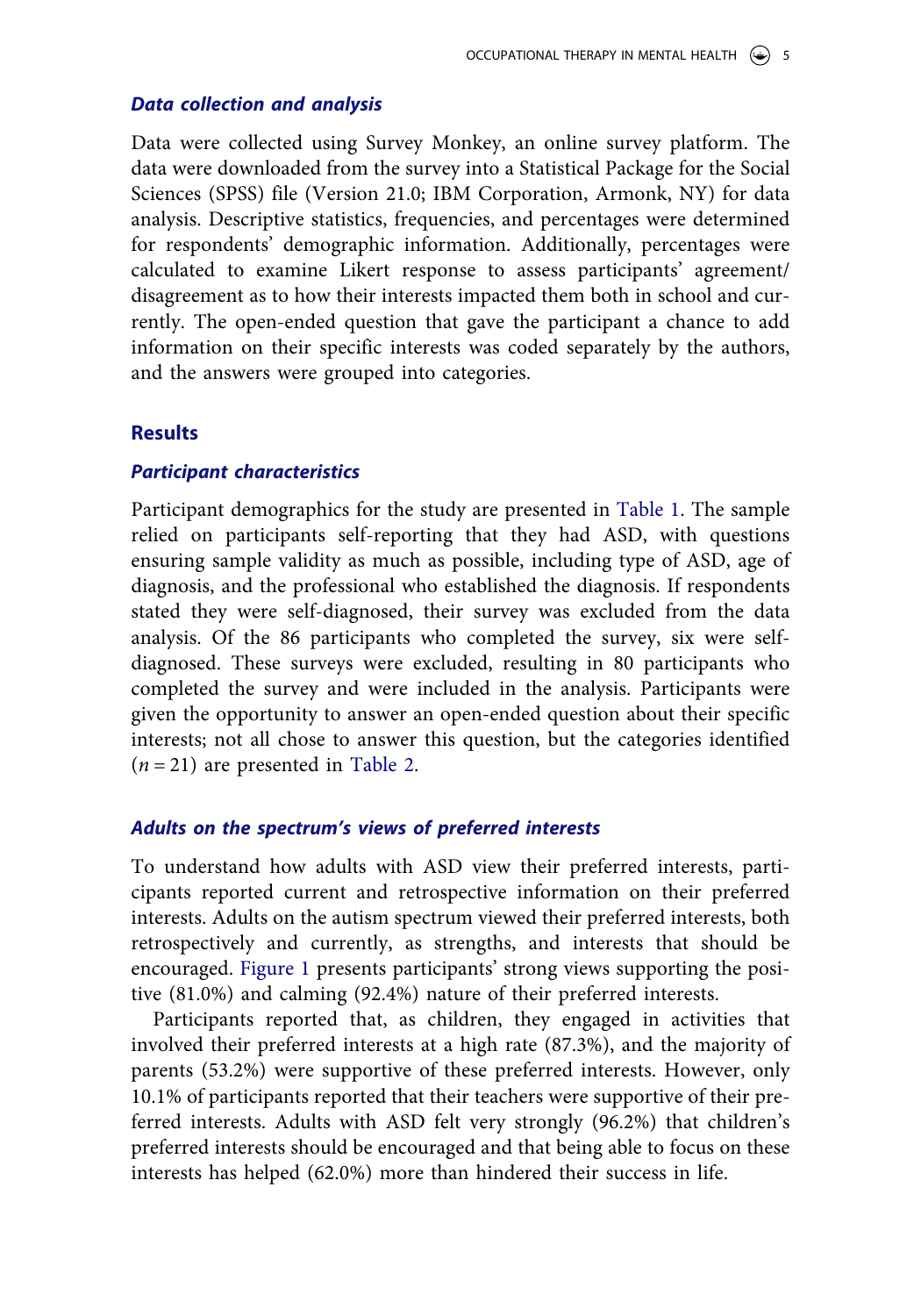### *Data collection and analysis*

Data were collected using Survey Monkey, an online survey platform. The data were downloaded from the survey into a Statistical Package for the Social Sciences (SPSS) file (Version 21.0; IBM Corporation, Armonk, NY) for data analysis. Descriptive statistics, frequencies, and percentages were determined for respondents' demographic information. Additionally, percentages were calculated to examine Likert response to assess participants' agreement/disagreement as to how their interests impacted them both in school and currently. The open-ended question that gave the participant a chance to add information on their specific interests was coded separately by the authors, and the answers were grouped into categories.

## Results

### *Participant characteristics*

Participant demographics for the study are presented in Table 1. The sample relied on participants self-reporting that they had ASD, with questions ensuring sample validity as much as possible, including type of ASD, age of diagnosis, and the professional who established the diagnosis. If respondents stated they were self-diagnosed, their survey was excluded from the data analysis. Of the 86 participants who completed the survey, six were self-diagnosed. These surveys were excluded, resulting in 80 participants who completed the survey and were included in the analysis. Participants were given the opportunity to answer an open-ended question about their specific interests; not all chose to answer this question, but the categories identified ($n = 21$) are presented in Table 2.

### *Adults on the spectrum's views of preferred interests*

To understand how adults with ASD view their preferred interests, participants reported current and retrospective information on their preferred interests. Adults on the autism spectrum viewed their preferred interests, both retrospectively and currently, as strengths, and interests that should be encouraged. Figure 1 presents participants' strong views supporting the positive (81.0%) and calming (92.4%) nature of their preferred interests.

Participants reported that, as children, they engaged in activities that involved their preferred interests at a high rate (87.3%), and the majority of parents (53.2%) were supportive of these preferred interests. However, only 10.1% of participants reported that their teachers were supportive of their preferred interests. Adults with ASD felt very strongly (96.2%) that children's preferred interests should be encouraged and that being able to focus on these interests has helped (62.0%) more than hindered their success in life.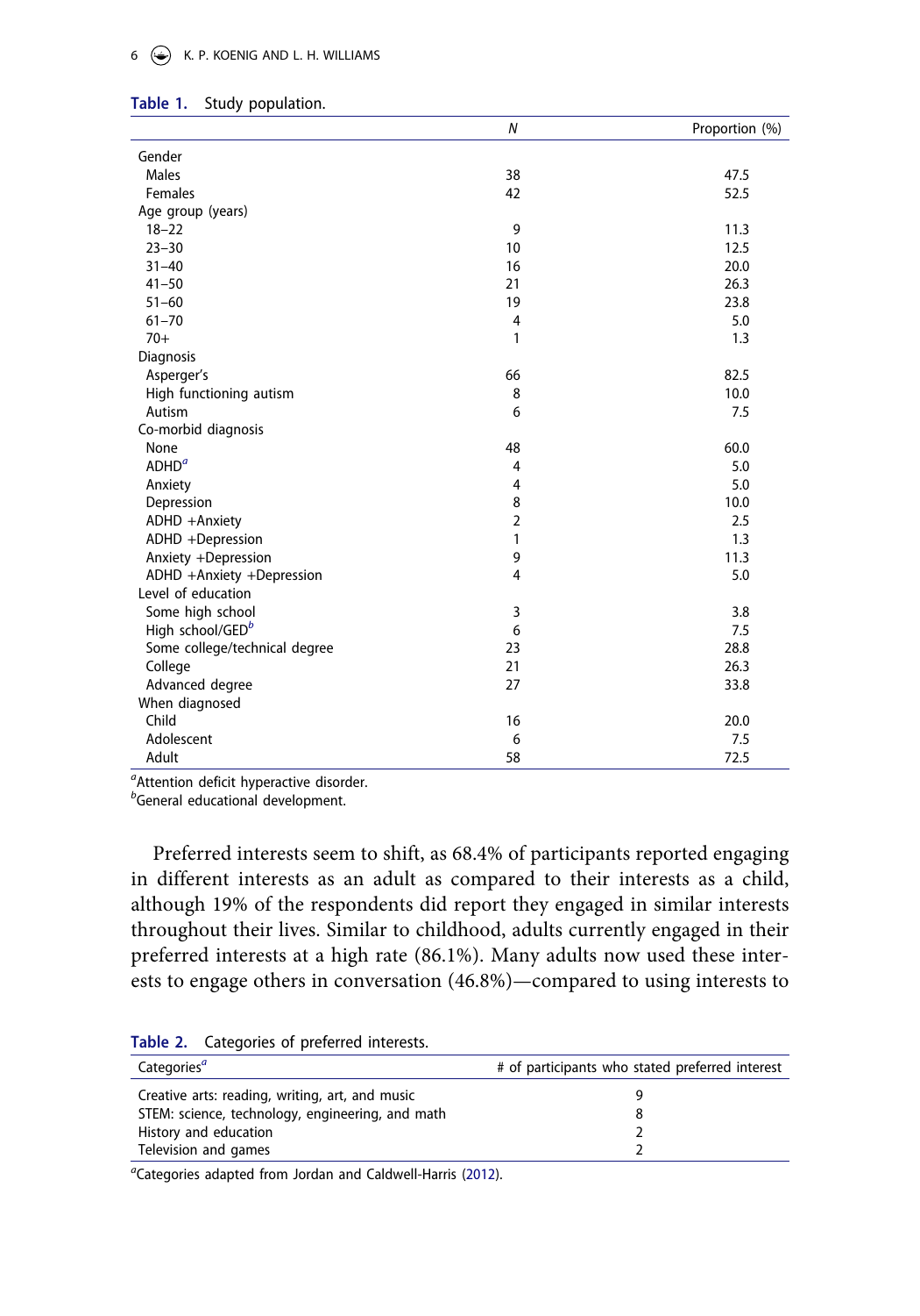**Table 1.** Study population.

| | *N* | Proportion (%) |
|---|---|---|
| Gender | | |
| Males | 38 | 47.5 |
| Females | 42 | 52.5 |
| Age group (years) | | |
| 18–22 | 9 | 11.3 |
| 23–30 | 10 | 12.5 |
| 31–40 | 16 | 20.0 |
| 41–50 | 21 | 26.3 |
| 51–60 | 19 | 23.8 |
| 61–70 | 4 | 5.0 |
| 70+ | 1 | 1.3 |
| Diagnosis | | |
| Asperger's | 66 | 82.5 |
| High functioning autism | 8 | 10.0 |
| Autism | 6 | 7.5 |
| Co-morbid diagnosis | | |
| None | 48 | 60.0 |
| ADHD[a] | 4 | 5.0 |
| Anxiety | 4 | 5.0 |
| Depression | 8 | 10.0 |
| ADHD +Anxiety | 2 | 2.5 |
| ADHD +Depression | 1 | 1.3 |
| Anxiety +Depression | 9 | 11.3 |
| ADHD +Anxiety +Depression | 4 | 5.0 |
| Level of education | | |
| Some high school | 3 | 3.8 |
| High school/GED[b] | 6 | 7.5 |
| Some college/technical degree | 23 | 28.8 |
| College | 21 | 26.3 |
| Advanced degree | 27 | 33.8 |
| When diagnosed | | |
| Child | 16 | 20.0 |
| Adolescent | 6 | 7.5 |
| Adult | 58 | 72.5 |

[a]Attention deficit hyperactive disorder.
[b]General educational development.

Preferred interests seem to shift, as 68.4% of participants reported engaging in different interests as an adult as compared to their interests as a child, although 19% of the respondents did report they engaged in similar interests throughout their lives. Similar to childhood, adults currently engaged in their preferred interests at a high rate (86.1%). Many adults now used these interests to engage others in conversation (46.8%)—compared to using interests to

**Table 2.** Categories of preferred interests.

| Categories[a] | # of participants who stated preferred interest |
|---|---|
| Creative arts: reading, writing, art, and music | 9 |
| STEM: science, technology, engineering, and math | 8 |
| History and education | 2 |
| Television and games | 2 |

[a]Categories adapted from Jordan and Caldwell-Harris (2012).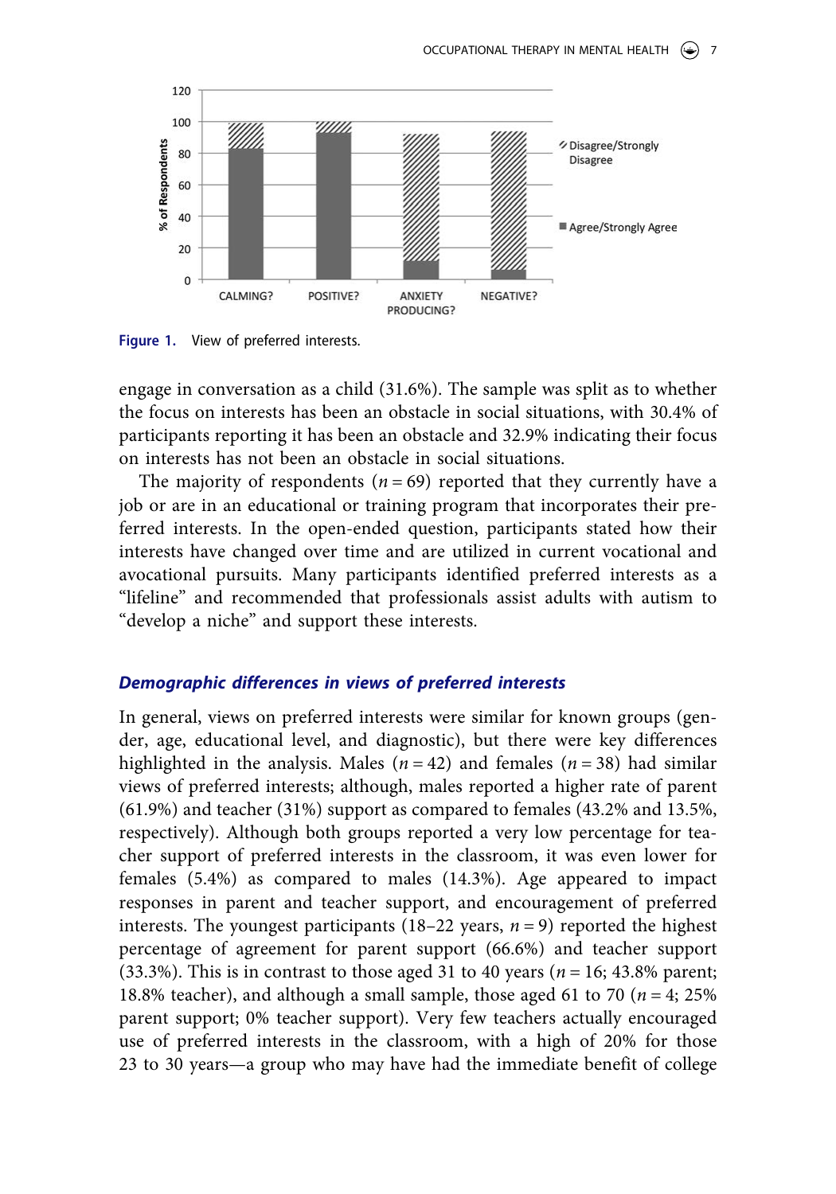Figure 1. View of preferred interests.

engage in conversation as a child (31.6%). The sample was split as to whether the focus on interests has been an obstacle in social situations, with 30.4% of participants reporting it has been an obstacle and 32.9% indicating their focus on interests has not been an obstacle in social situations.

The majority of respondents ($n = 69$) reported that they currently have a job or are in an educational or training program that incorporates their preferred interests. In the open-ended question, participants stated how their interests have changed over time and are utilized in current vocational and avocational pursuits. Many participants identified preferred interests as a "lifeline" and recommended that professionals assist adults with autism to "develop a niche" and support these interests.

### *Demographic differences in views of preferred interests*

In general, views on preferred interests were similar for known groups (gender, age, educational level, and diagnostic), but there were key differences highlighted in the analysis. Males ($n = 42$) and females ($n = 38$) had similar views of preferred interests; although, males reported a higher rate of parent (61.9%) and teacher (31%) support as compared to females (43.2% and 13.5%, respectively). Although both groups reported a very low percentage for teacher support of preferred interests in the classroom, it was even lower for females (5.4%) as compared to males (14.3%). Age appeared to impact responses in parent and teacher support, and encouragement of preferred interests. The youngest participants (18–22 years, $n = 9$) reported the highest percentage of agreement for parent support (66.6%) and teacher support (33.3%). This is in contrast to those aged 31 to 40 years ($n = 16$; 43.8% parent; 18.8% teacher), and although a small sample, those aged 61 to 70 ($n = 4$; 25% parent support; 0% teacher support). Very few teachers actually encouraged use of preferred interests in the classroom, with a high of 20% for those 23 to 30 years—a group who may have had the immediate benefit of college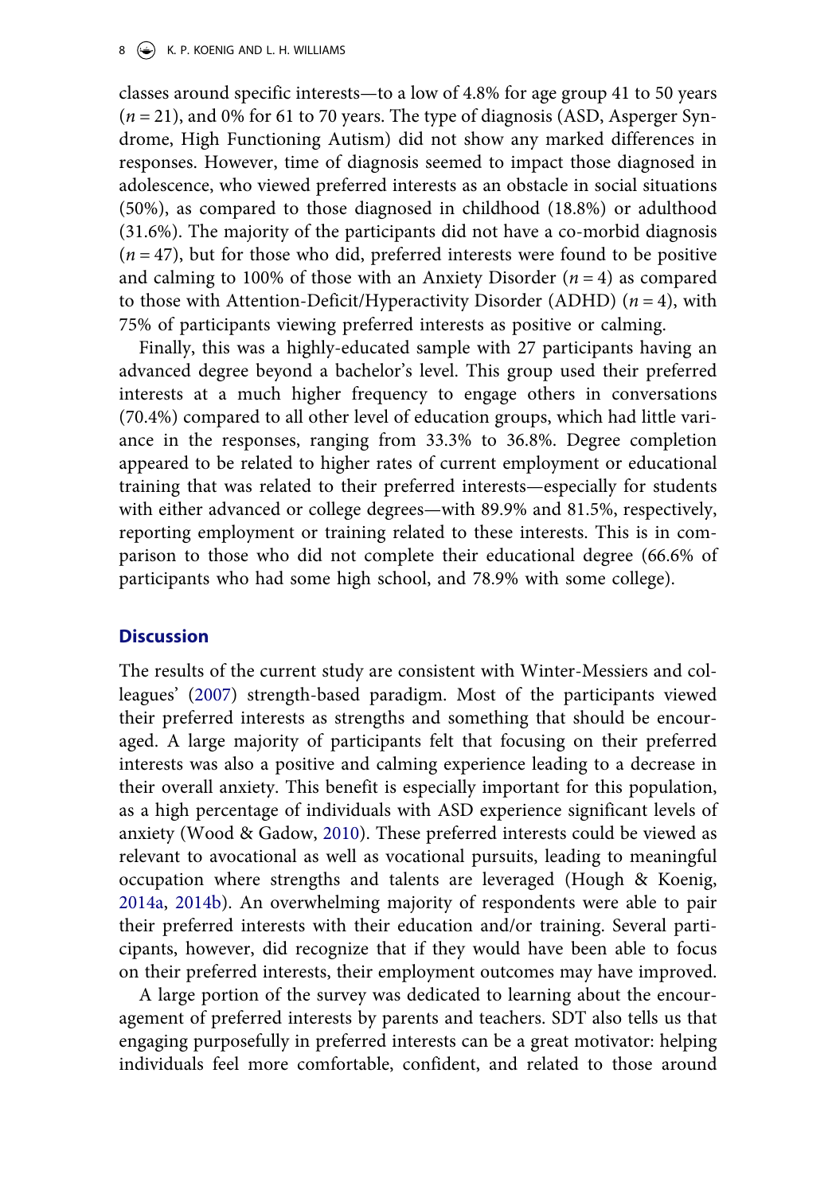classes around specific interests—to a low of 4.8% for age group 41 to 50 years ($n = 21$), and 0% for 61 to 70 years. The type of diagnosis (ASD, Asperger Syndrome, High Functioning Autism) did not show any marked differences in responses. However, time of diagnosis seemed to impact those diagnosed in adolescence, who viewed preferred interests as an obstacle in social situations (50%), as compared to those diagnosed in childhood (18.8%) or adulthood (31.6%). The majority of the participants did not have a co-morbid diagnosis ($n = 47$), but for those who did, preferred interests were found to be positive and calming to 100% of those with an Anxiety Disorder ($n = 4$) as compared to those with Attention-Deficit/Hyperactivity Disorder (ADHD) ($n = 4$), with 75% of participants viewing preferred interests as positive or calming.

Finally, this was a highly-educated sample with 27 participants having an advanced degree beyond a bachelor's level. This group used their preferred interests at a much higher frequency to engage others in conversations (70.4%) compared to all other level of education groups, which had little variance in the responses, ranging from 33.3% to 36.8%. Degree completion appeared to be related to higher rates of current employment or educational training that was related to their preferred interests—especially for students with either advanced or college degrees—with 89.9% and 81.5%, respectively, reporting employment or training related to these interests. This is in comparison to those who did not complete their educational degree (66.6% of participants who had some high school, and 78.9% with some college).

## Discussion

The results of the current study are consistent with Winter-Messiers and colleagues' (2007) strength-based paradigm. Most of the participants viewed their preferred interests as strengths and something that should be encouraged. A large majority of participants felt that focusing on their preferred interests was also a positive and calming experience leading to a decrease in their overall anxiety. This benefit is especially important for this population, as a high percentage of individuals with ASD experience significant levels of anxiety (Wood & Gadow, 2010). These preferred interests could be viewed as relevant to avocational as well as vocational pursuits, leading to meaningful occupation where strengths and talents are leveraged (Hough & Koenig, 2014a, 2014b). An overwhelming majority of respondents were able to pair their preferred interests with their education and/or training. Several participants, however, did recognize that if they would have been able to focus on their preferred interests, their employment outcomes may have improved.

A large portion of the survey was dedicated to learning about the encouragement of preferred interests by parents and teachers. SDT also tells us that engaging purposefully in preferred interests can be a great motivator: helping individuals feel more comfortable, confident, and related to those around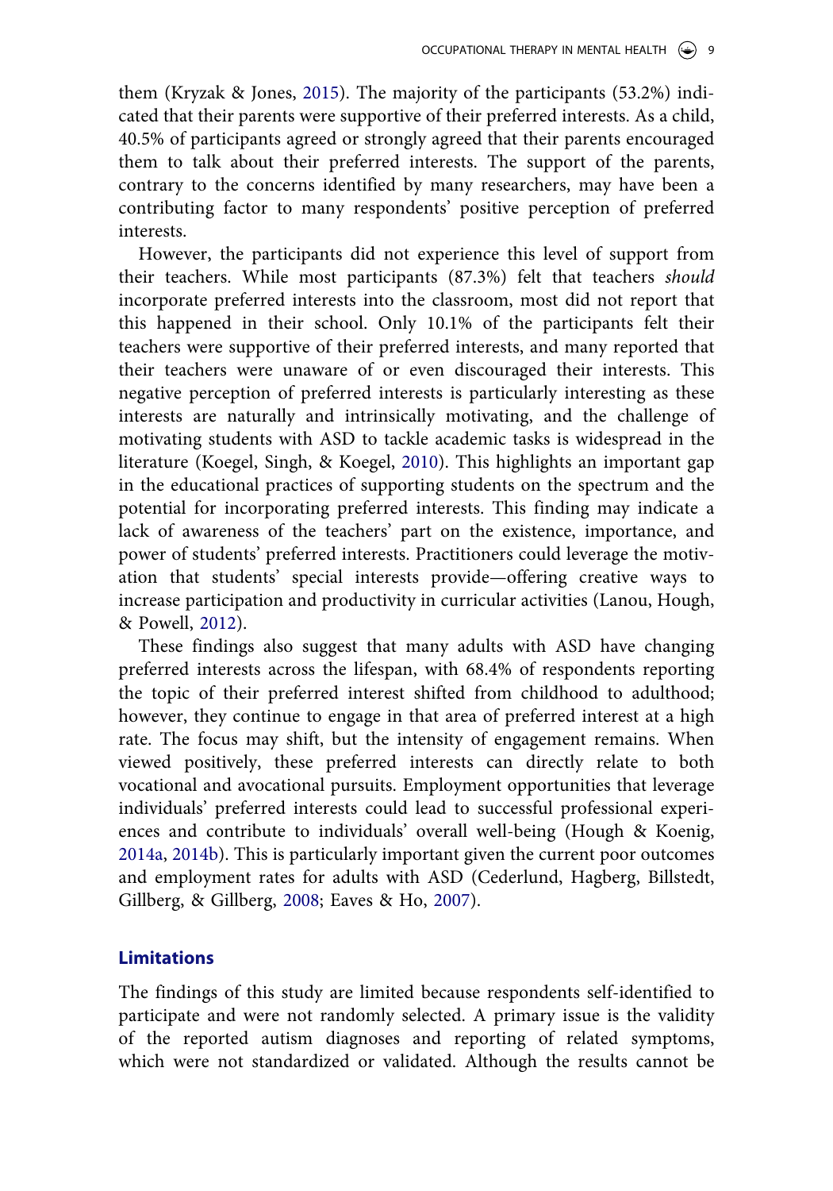them (Kryzak & Jones, 2015). The majority of the participants (53.2%) indicated that their parents were supportive of their preferred interests. As a child, 40.5% of participants agreed or strongly agreed that their parents encouraged them to talk about their preferred interests. The support of the parents, contrary to the concerns identified by many researchers, may have been a contributing factor to many respondents' positive perception of preferred interests.

However, the participants did not experience this level of support from their teachers. While most participants (87.3%) felt that teachers *should* incorporate preferred interests into the classroom, most did not report that this happened in their school. Only 10.1% of the participants felt their teachers were supportive of their preferred interests, and many reported that their teachers were unaware of or even discouraged their interests. This negative perception of preferred interests is particularly interesting as these interests are naturally and intrinsically motivating, and the challenge of motivating students with ASD to tackle academic tasks is widespread in the literature (Koegel, Singh, & Koegel, 2010). This highlights an important gap in the educational practices of supporting students on the spectrum and the potential for incorporating preferred interests. This finding may indicate a lack of awareness of the teachers' part on the existence, importance, and power of students' preferred interests. Practitioners could leverage the motivation that students' special interests provide—offering creative ways to increase participation and productivity in curricular activities (Lanou, Hough, & Powell, 2012).

These findings also suggest that many adults with ASD have changing preferred interests across the lifespan, with 68.4% of respondents reporting the topic of their preferred interest shifted from childhood to adulthood; however, they continue to engage in that area of preferred interest at a high rate. The focus may shift, but the intensity of engagement remains. When viewed positively, these preferred interests can directly relate to both vocational and avocational pursuits. Employment opportunities that leverage individuals' preferred interests could lead to successful professional experiences and contribute to individuals' overall well-being (Hough & Koenig, 2014a, 2014b). This is particularly important given the current poor outcomes and employment rates for adults with ASD (Cederlund, Hagberg, Billstedt, Gillberg, & Gillberg, 2008; Eaves & Ho, 2007).

## Limitations

The findings of this study are limited because respondents self-identified to participate and were not randomly selected. A primary issue is the validity of the reported autism diagnoses and reporting of related symptoms, which were not standardized or validated. Although the results cannot be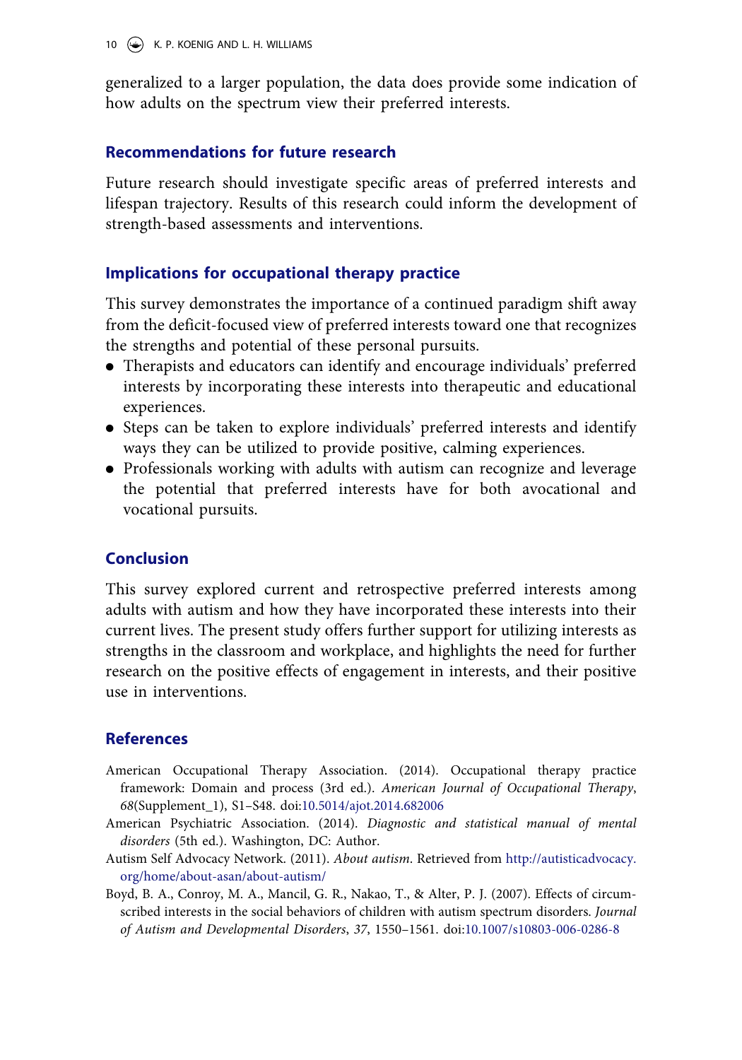generalized to a larger population, the data does provide some indication of how adults on the spectrum view their preferred interests.

## Recommendations for future research

Future research should investigate specific areas of preferred interests and lifespan trajectory. Results of this research could inform the development of strength-based assessments and interventions.

## Implications for occupational therapy practice

This survey demonstrates the importance of a continued paradigm shift away from the deficit-focused view of preferred interests toward one that recognizes the strengths and potential of these personal pursuits.

- Therapists and educators can identify and encourage individuals' preferred interests by incorporating these interests into therapeutic and educational experiences.
- Steps can be taken to explore individuals' preferred interests and identify ways they can be utilized to provide positive, calming experiences.
- Professionals working with adults with autism can recognize and leverage the potential that preferred interests have for both avocational and vocational pursuits.

## Conclusion

This survey explored current and retrospective preferred interests among adults with autism and how they have incorporated these interests into their current lives. The present study offers further support for utilizing interests as strengths in the classroom and workplace, and highlights the need for further research on the positive effects of engagement in interests, and their positive use in interventions.

## References

American Occupational Therapy Association. (2014). Occupational therapy practice framework: Domain and process (3rd ed.). *American Journal of Occupational Therapy*, *68*(Supplement_1), S1–S48. doi:10.5014/ajot.2014.682006

American Psychiatric Association. (2014). *Diagnostic and statistical manual of mental disorders* (5th ed.). Washington, DC: Author.

Autism Self Advocacy Network. (2011). *About autism*. Retrieved from http://autisticadvocacy.org/home/about-asan/about-autism/

Boyd, B. A., Conroy, M. A., Mancil, G. R., Nakao, T., & Alter, P. J. (2007). Effects of circumscribed interests in the social behaviors of children with autism spectrum disorders. *Journal of Autism and Developmental Disorders*, *37*, 1550–1561. doi:10.1007/s10803-006-0286-8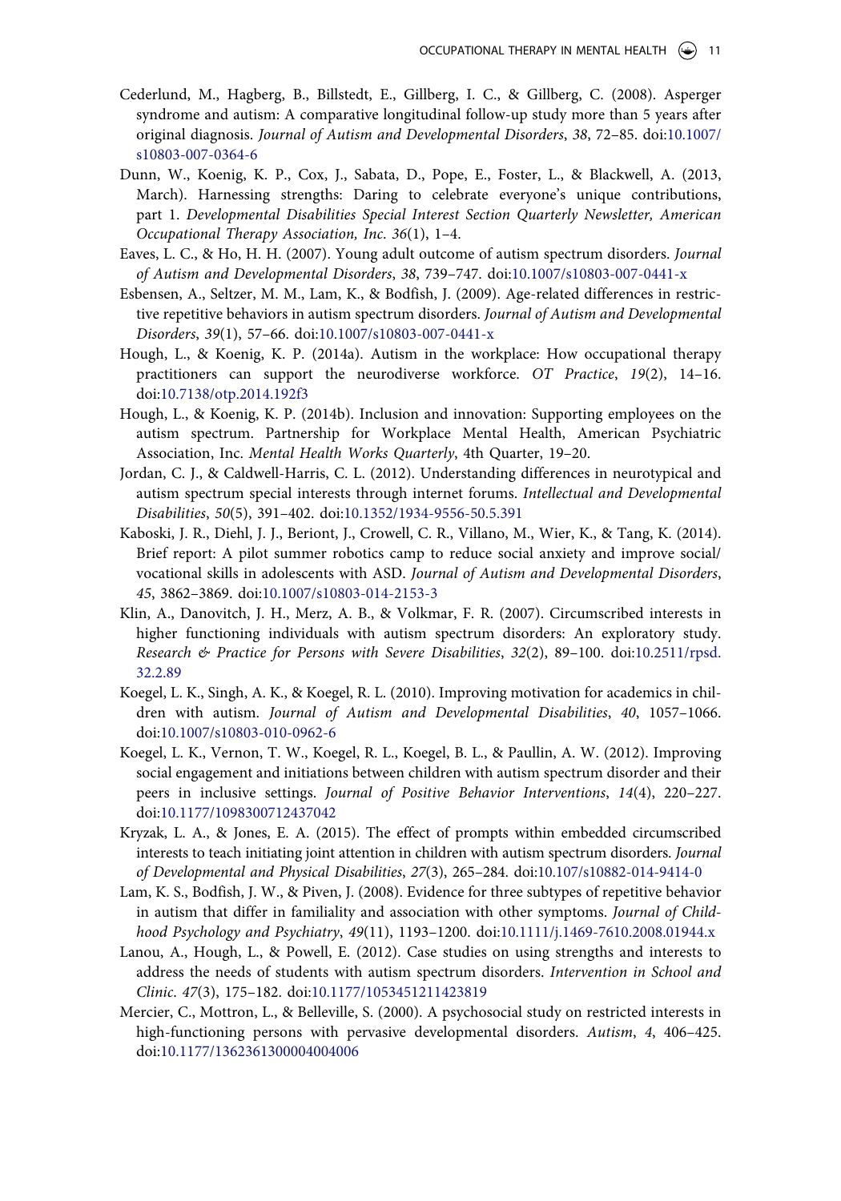Cederlund, M., Hagberg, B., Billstedt, E., Gillberg, I. C., & Gillberg, C. (2008). Asperger syndrome and autism: A comparative longitudinal follow-up study more than 5 years after original diagnosis. *Journal of Autism and Developmental Disorders*, *38*, 72–85. doi:10.1007/s10803-007-0364-6

Dunn, W., Koenig, K. P., Cox, J., Sabata, D., Pope, E., Foster, L., & Blackwell, A. (2013, March). Harnessing strengths: Daring to celebrate everyone's unique contributions, part 1. *Developmental Disabilities Special Interest Section Quarterly Newsletter, American Occupational Therapy Association, Inc*. *36*(1), 1–4.

Eaves, L. C., & Ho, H. H. (2007). Young adult outcome of autism spectrum disorders. *Journal of Autism and Developmental Disorders*, *38*, 739–747. doi:10.1007/s10803-007-0441-x

Esbensen, A., Seltzer, M. M., Lam, K., & Bodfish, J. (2009). Age-related differences in restrictive repetitive behaviors in autism spectrum disorders. *Journal of Autism and Developmental Disorders*, *39*(1), 57–66. doi:10.1007/s10803-007-0441-x

Hough, L., & Koenig, K. P. (2014a). Autism in the workplace: How occupational therapy practitioners can support the neurodiverse workforce. *OT Practice*, *19*(2), 14–16. doi:10.7138/otp.2014.192f3

Hough, L., & Koenig, K. P. (2014b). Inclusion and innovation: Supporting employees on the autism spectrum. Partnership for Workplace Mental Health, American Psychiatric Association, Inc. *Mental Health Works Quarterly*, 4th Quarter, 19–20.

Jordan, C. J., & Caldwell-Harris, C. L. (2012). Understanding differences in neurotypical and autism spectrum special interests through internet forums. *Intellectual and Developmental Disabilities*, *50*(5), 391–402. doi:10.1352/1934-9556-50.5.391

Kaboski, J. R., Diehl, J. J., Beriont, J., Crowell, C. R., Villano, M., Wier, K., & Tang, K. (2014). Brief report: A pilot summer robotics camp to reduce social anxiety and improve social/vocational skills in adolescents with ASD. *Journal of Autism and Developmental Disorders*, *45*, 3862–3869. doi:10.1007/s10803-014-2153-3

Klin, A., Danovitch, J. H., Merz, A. B., & Volkmar, F. R. (2007). Circumscribed interests in higher functioning individuals with autism spectrum disorders: An exploratory study. *Research & Practice for Persons with Severe Disabilities*, *32*(2), 89–100. doi:10.2511/rpsd.32.2.89

Koegel, L. K., Singh, A. K., & Koegel, R. L. (2010). Improving motivation for academics in children with autism. *Journal of Autism and Developmental Disabilities*, *40*, 1057–1066. doi:10.1007/s10803-010-0962-6

Koegel, L. K., Vernon, T. W., Koegel, R. L., Koegel, B. L., & Paullin, A. W. (2012). Improving social engagement and initiations between children with autism spectrum disorder and their peers in inclusive settings. *Journal of Positive Behavior Interventions*, *14*(4), 220–227. doi:10.1177/1098300712437042

Kryzak, L. A., & Jones, E. A. (2015). The effect of prompts within embedded circumscribed interests to teach initiating joint attention in children with autism spectrum disorders. *Journal of Developmental and Physical Disabilities*, *27*(3), 265–284. doi:10.107/s10882-014-9414-0

Lam, K. S., Bodfish, J. W., & Piven, J. (2008). Evidence for three subtypes of repetitive behavior in autism that differ in familiality and association with other symptoms. *Journal of Childhood Psychology and Psychiatry*, *49*(11), 1193–1200. doi:10.1111/j.1469-7610.2008.01944.x

Lanou, A., Hough, L., & Powell, E. (2012). Case studies on using strengths and interests to address the needs of students with autism spectrum disorders. *Intervention in School and Clinic*. *47*(3), 175–182. doi:10.1177/1053451211423819

Mercier, C., Mottron, L., & Belleville, S. (2000). A psychosocial study on restricted interests in high-functioning persons with pervasive developmental disorders. *Autism*, *4*, 406–425. doi:10.1177/1362361300004004006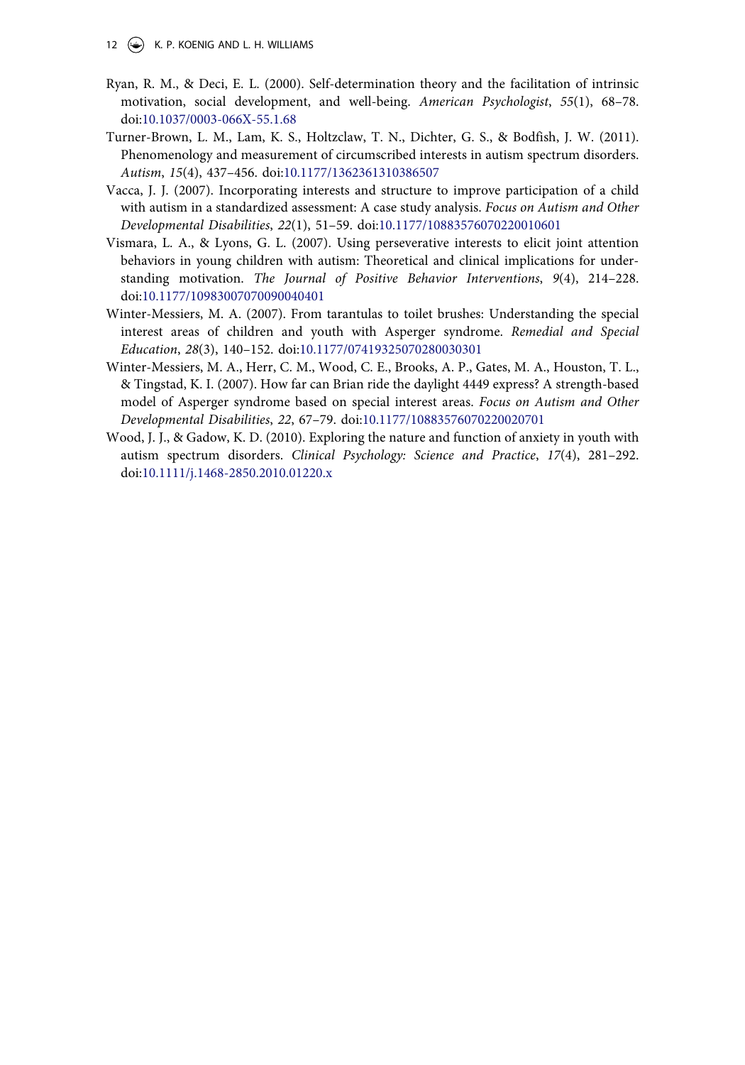Ryan, R. M., & Deci, E. L. (2000). Self-determination theory and the facilitation of intrinsic motivation, social development, and well-being. *American Psychologist*, *55*(1), 68–78. doi:10.1037/0003-066X-55.1.68

Turner-Brown, L. M., Lam, K. S., Holtzclaw, T. N., Dichter, G. S., & Bodfish, J. W. (2011). Phenomenology and measurement of circumscribed interests in autism spectrum disorders. *Autism*, *15*(4), 437–456. doi:10.1177/1362361310386507

Vacca, J. J. (2007). Incorporating interests and structure to improve participation of a child with autism in a standardized assessment: A case study analysis. *Focus on Autism and Other Developmental Disabilities*, *22*(1), 51–59. doi:10.1177/10883576070220010601

Vismara, L. A., & Lyons, G. L. (2007). Using perseverative interests to elicit joint attention behaviors in young children with autism: Theoretical and clinical implications for understanding motivation. *The Journal of Positive Behavior Interventions*, *9*(4), 214–228. doi:10.1177/10983007070090040401

Winter-Messiers, M. A. (2007). From tarantulas to toilet brushes: Understanding the special interest areas of children and youth with Asperger syndrome. *Remedial and Special Education*, *28*(3), 140–152. doi:10.1177/07419325070280030301

Winter-Messiers, M. A., Herr, C. M., Wood, C. E., Brooks, A. P., Gates, M. A., Houston, T. L., & Tingstad, K. I. (2007). How far can Brian ride the daylight 4449 express? A strength-based model of Asperger syndrome based on special interest areas. *Focus on Autism and Other Developmental Disabilities*, *22*, 67–79. doi:10.1177/10883576070220020701

Wood, J. J., & Gadow, K. D. (2010). Exploring the nature and function of anxiety in youth with autism spectrum disorders. *Clinical Psychology: Science and Practice*, *17*(4), 281–292. doi:10.1111/j.1468-2850.2010.01220.x